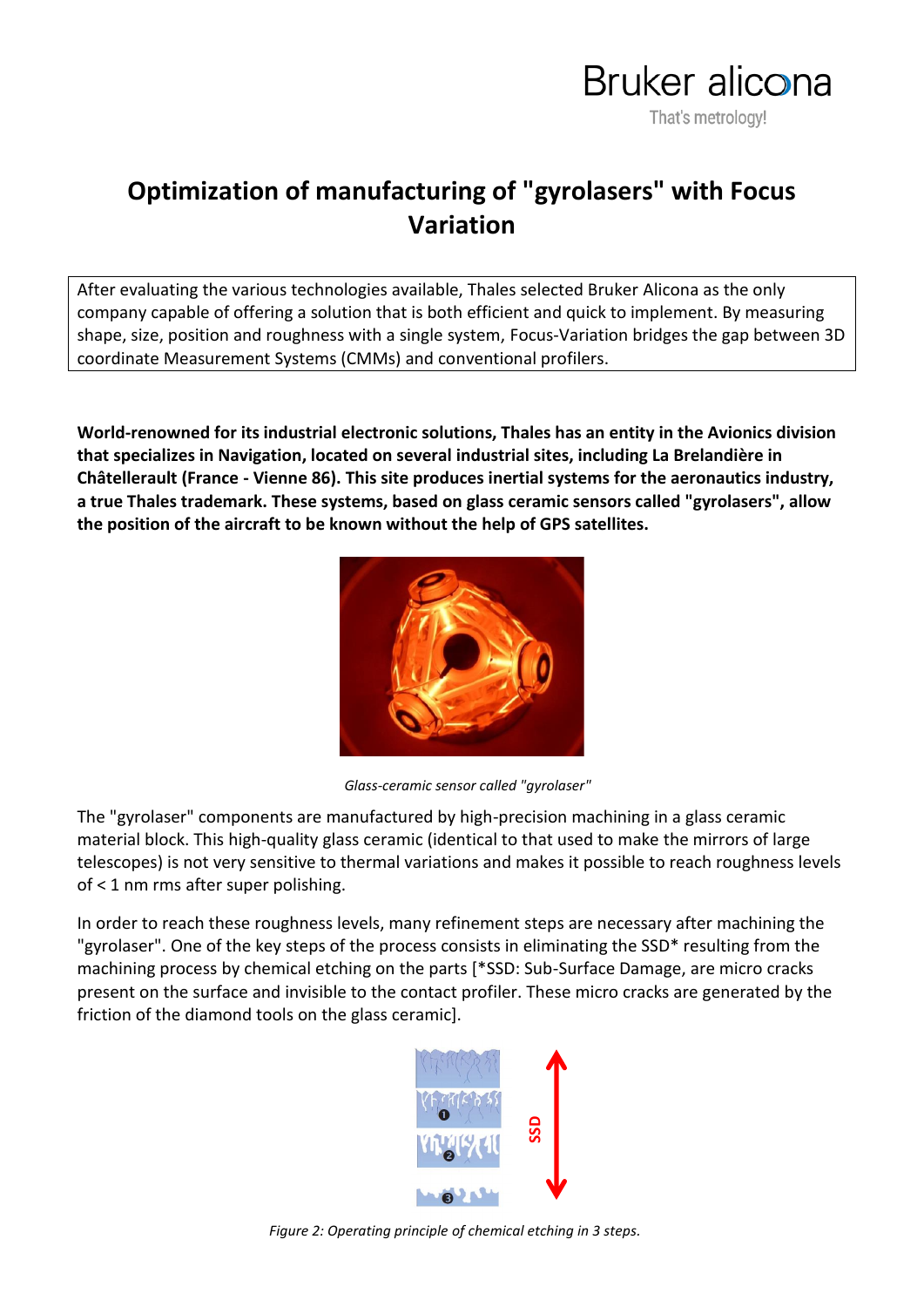# Optimization of manufacturing of "gyrolasers" with Focus Variation

After evaluating the various technologies available, Thales selected Bruker Alicona as the only company capable of offering a solution that is both efficient and quick to implement. By measuring shape, size, position and roughness with a single system, Focus-Variation bridges the gap between 3D coordinate Measurement Systems (CMMs) and conventional profilers.

**World-renowned for its industrial electronic solutions, Thales has an entity in the Avionics division that specializes in Navigation, located on several industrial sites, including La Brelandière in Châtellerault (France - Vienne 86). This site produces inertial systems for the aeronautics industry, a true Thales trademark. These systems, based on glass ceramic sensors called "gyrolasers", allow the position of the aircraft to be known without the help of GPS satellites.**

*Glass-ceramic sensor called "gyrolaser"*

The "gyrolaser" components are manufactured by high-precision machining in a glass ceramic material block. This high-quality glass ceramic (identical to that used to make the mirrors of large telescopes) is not very sensitive to thermal variations and makes it possible to reach roughness levels of < 1 nm rms after super polishing.

In order to reach these roughness levels, many refinement steps are necessary after machining the "gyrolaser". One of the key steps of the process consists in eliminating the SSD* resulting from the machining process by chemical etching on the parts [*SSD: Sub-Surface Damage, are micro cracks present on the surface and invisible to the contact profiler. These micro cracks are generated by the friction of the diamond tools on the glass ceramic].

*Figure 2: Operating principle of chemical etching in 3 steps.*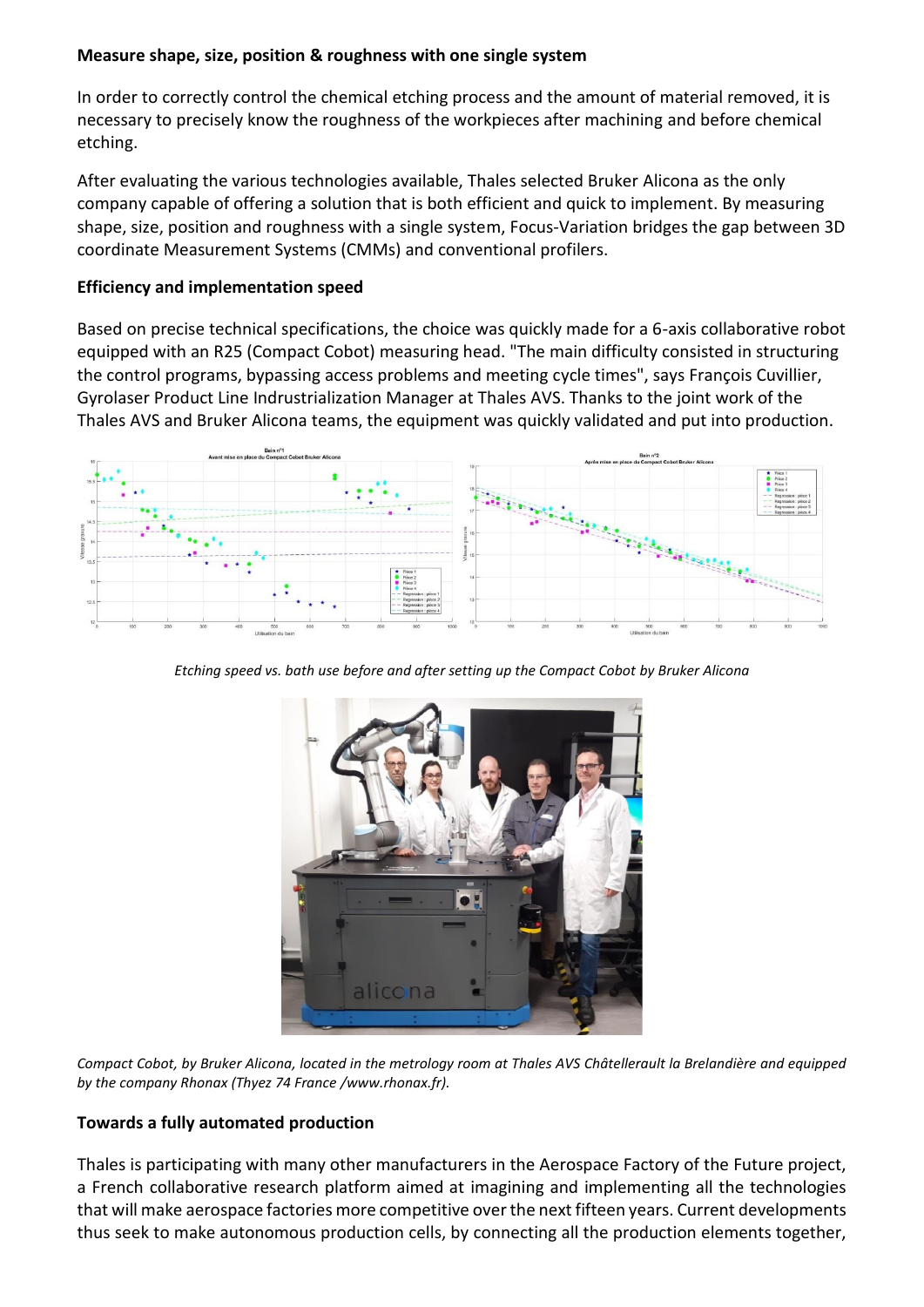**Measure shape, size, position & roughness with one single system**

In order to correctly control the chemical etching process and the amount of material removed, it is necessary to precisely know the roughness of the workpieces after machining and before chemical etching.

After evaluating the various technologies available, Thales selected Bruker Alicona as the only company capable of offering a solution that is both efficient and quick to implement. By measuring shape, size, position and roughness with a single system, Focus-Variation bridges the gap between 3D coordinate Measurement Systems (CMMs) and conventional profilers.

**Efficiency and implementation speed**

Based on precise technical specifications, the choice was quickly made for a 6-axis collaborative robot equipped with an R25 (Compact Cobot) measuring head. "The main difficulty consisted in structuring the control programs, bypassing access problems and meeting cycle times", says François Cuvillier, Gyrolaser Product Line Indrustrialization Manager at Thales AVS. Thanks to the joint work of the Thales AVS and Bruker Alicona teams, the equipment was quickly validated and put into production.

*Etching speed vs. bath use before and after setting up the Compact Cobot by Bruker Alicona*

*Compact Cobot, by Bruker Alicona, located in the metrology room at Thales AVS Châtellerault la Brelandière and equipped by the company Rhonax (Thyez 74 France /www.rhonax.fr).*

**Towards a fully automated production**

Thales is participating with many other manufacturers in the Aerospace Factory of the Future project, a French collaborative research platform aimed at imagining and implementing all the technologies that will make aerospace factories more competitive over the next fifteen years. Current developments thus seek to make autonomous production cells, by connecting all the production elements together,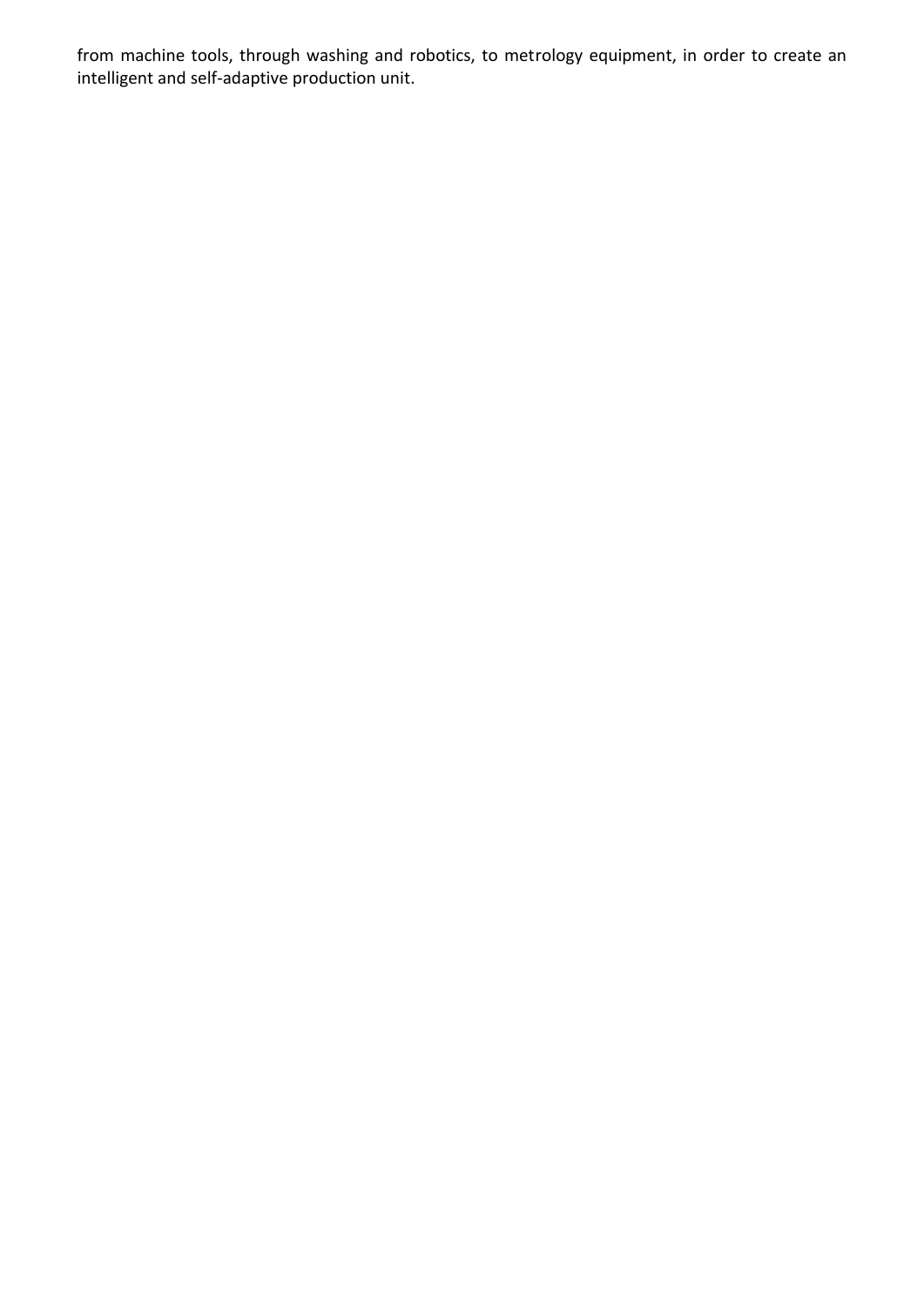from machine tools, through washing and robotics, to metrology equipment, in order to create an intelligent and self-adaptive production unit.